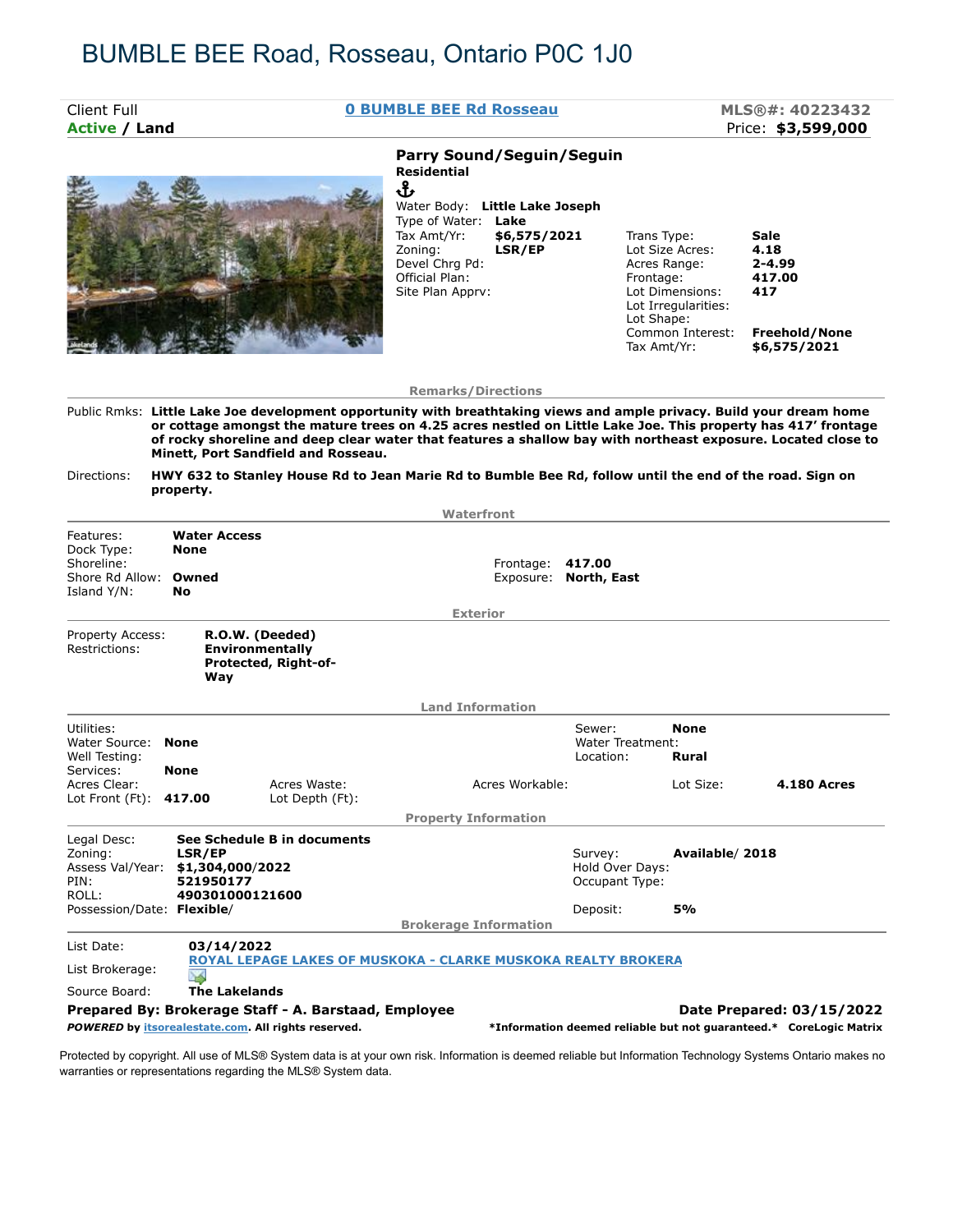# BUMBLE BEE Road, Rosseau, Ontario P0C 1J0

Client Full **0 BUMBLE BEE Rd Rosseau** **MLS®#: 40223432**

**Active / Land** Price: **$3,599,000**

**Parry Sound/Seguin/Seguin**
**Residential**

| | | | |
|---|---|---|---|
| Water Body: | **Little Lake Joseph** | | |
| Type of Water: | **Lake** | | |
| Tax Amt/Yr: | **$6,575/2021** | Trans Type: | **Sale** |
| Zoning: | **LSR/EP** | Lot Size Acres: | **4.18** |
| Devel Chrg Pd: | | Acres Range: | **2-4.99** |
| Official Plan: | | Frontage: | **417.00** |
| Site Plan Apprv: | | Lot Dimensions: | **417** |
| | | Lot Irregularities: | |
| | | Lot Shape: | |
| | | Common Interest: | **Freehold/None** |
| | | Tax Amt/Yr: | **$6,575/2021** |

## Remarks/Directions

Public Rmks: **Little Lake Joe development opportunity with breathtaking views and ample privacy. Build your dream home or cottage amongst the mature trees on 4.25 acres nestled on Little Lake Joe. This property has 417' frontage of rocky shoreline and deep clear water that features a shallow bay with northeast exposure. Located close to Minett, Port Sandfield and Rosseau.**

Directions: **HWY 632 to Stanley House Rd to Jean Marie Rd to Bumble Bee Rd, follow until the end of the road. Sign on property.**

## Waterfront

| | | | |
|---|---|---|---|
| Features: | **Water Access** | | |
| Dock Type: | **None** | | |
| Shoreline: | | Frontage: | **417.00** |
| Shore Rd Allow: | **Owned** | Exposure: | **North, East** |
| Island Y/N: | **No** | | |

## Exterior

| | |
|---|---|
| Property Access: | **R.O.W. (Deeded)** |
| Restrictions: | **Environmentally Protected, Right-of-Way** |

## Land Information

| | | | | | |
|---|---|---|---|---|---|
| Utilities: | | | | Sewer: | **None** |
| Water Source: | **None** | | | Water Treatment: | |
| Well Testing: | | | | Location: | **Rural** |
| Services: | **None** | | | | |
| Acres Clear: | | Acres Waste: | | Acres Workable: | Lot Size: **4.180 Acres** |
| Lot Front (Ft): | **417.00** | Lot Depth (Ft): | | | |

## Property Information

| | | | |
|---|---|---|---|
| Legal Desc: | **See Schedule B in documents** | | |
| Zoning: | **LSR/EP** | Survey: | **Available/ 2018** |
| Assess Val/Year: | **$1,304,000/2022** | Hold Over Days: | |
| PIN: | **521950177** | Occupant Type: | |
| ROLL: | **490301000121600** | | |
| Possession/Date: | **Flexible/** | Deposit: | **5%** |

## Brokerage Information

| | |
|---|---|
| List Date: | **03/14/2022** |
| List Brokerage: | **ROYAL LEPAGE LAKES OF MUSKOKA - CLARKE MUSKOKA REALTY BROKERA** |
| Source Board: | **The Lakelands** |

**Prepared By: Brokerage Staff - A. Barstaad, Employee** **Date Prepared: 03/15/2022**

***POWERED** by itsorealestate.com. All rights reserved.* ***Information deemed reliable but not guaranteed.*** **CoreLogic Matrix**

Protected by copyright. All use of MLS® System data is at your own risk. Information is deemed reliable but Information Technology Systems Ontario makes no warranties or representations regarding the MLS® System data.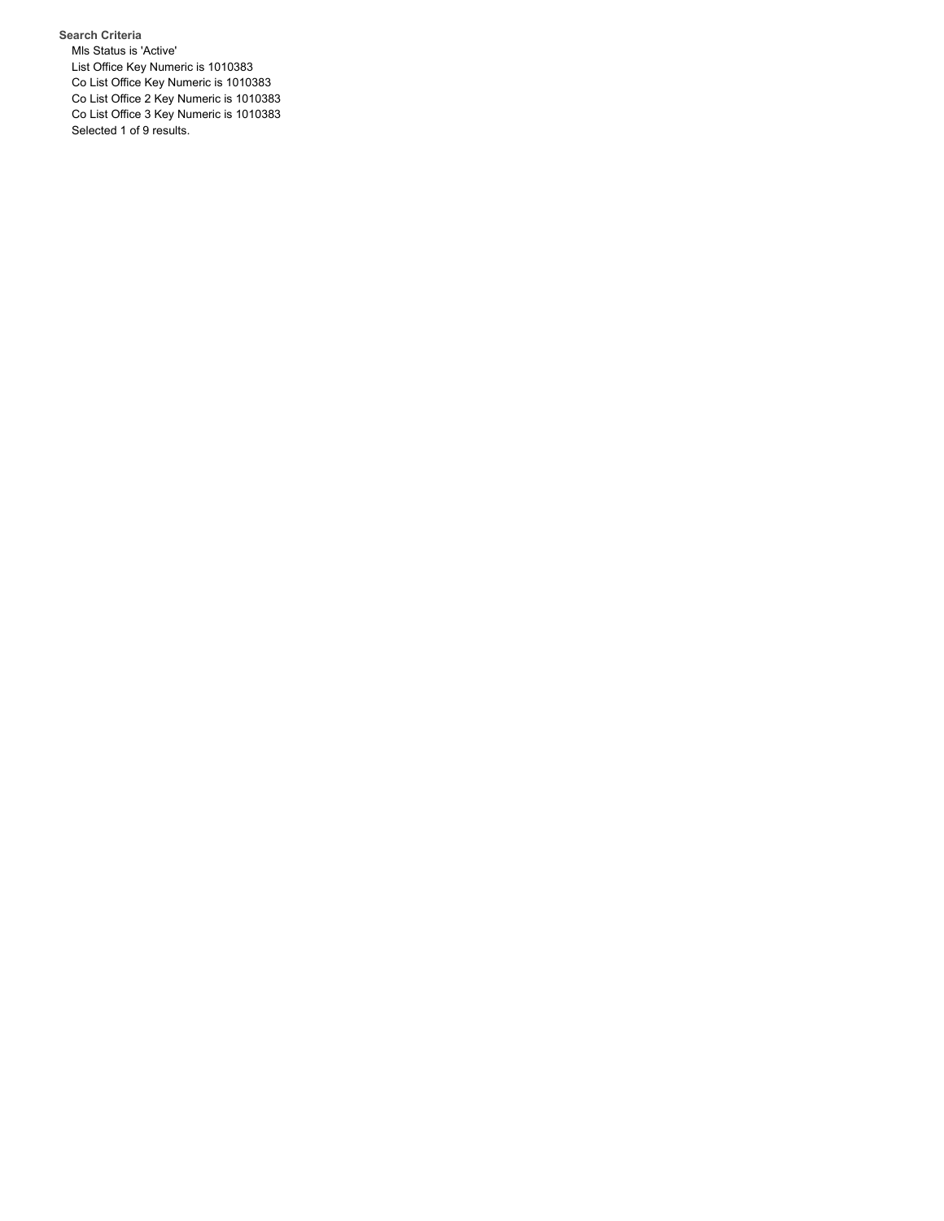**Search Criteria**

Mls Status is 'Active'
List Office Key Numeric is 1010383
Co List Office Key Numeric is 1010383
Co List Office 2 Key Numeric is 1010383
Co List Office 3 Key Numeric is 1010383
Selected 1 of 9 results.